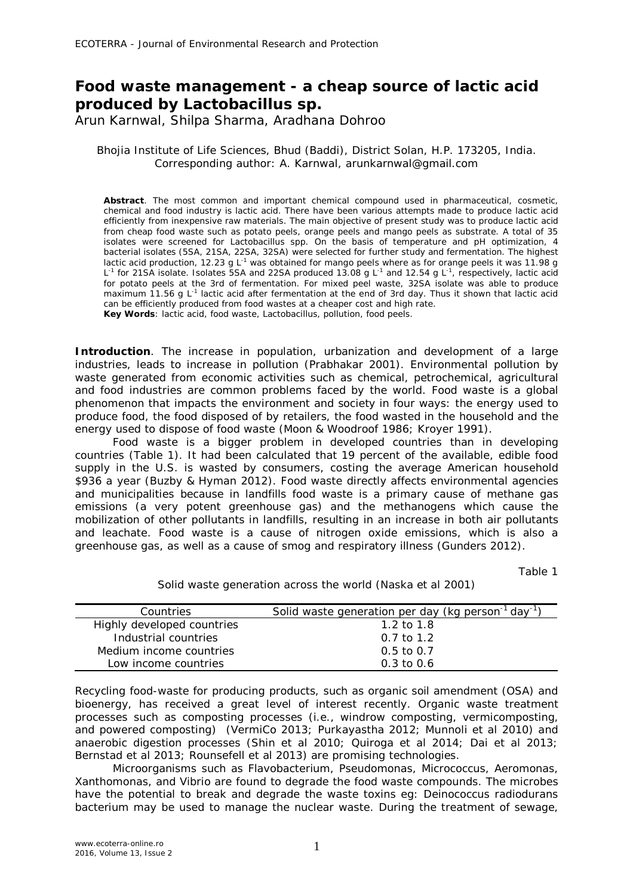# Food waste management - a cheap source of lactic acid produced by Lactobacillus sp.

Arun Karnwal, Shilpa Sharma, Aradhana Dohroo

Bhojia Institute of Life Sciences, Bhud (Baddi), District Solan, H.P. 173205, India. Corresponding author: A. Karnwal, arunkarnwal@gmail.com

**Abstract**. The most common and important chemical compound used in pharmaceutical, cosmetic, chemical and food industry is lactic acid. There have been various attempts made to produce lactic acid efficiently from inexpensive raw materials. The main objective of present study was to produce lactic acid from cheap food waste such as potato peels, orange peels and mango peels as substrate. A total of 35 isolates were screened for Lactobacillus spp. On the basis of temperature and pH optimization, 4 bacterial isolates (5SA, 21SA, 22SA, 32SA) were selected for further study and fermentation. The highest lactic acid production, 12.23 g $L^{-1}$ was obtained for mango peels where as for orange peels it was 11.98 g $L^{-1}$ for 21SA isolate. Isolates 5SA and 22SA produced 13.08 g $L^{-1}$ and 12.54 g $L^{-1}$, respectively, lactic acid for potato peels at the 3rd of fermentation. For mixed peel waste, 32SA isolate was able to produce maximum 11.56 g $L^{-1}$ lactic acid after fermentation at the end of 3rd day. Thus it shown that lactic acid can be efficiently produced from food wastes at a cheaper cost and high rate.

**Key Words**: lactic acid, food waste, Lactobacillus, pollution, food peels.

**Introduction**. The increase in population, urbanization and development of a large industries, leads to increase in pollution (Prabhakar 2001). Environmental pollution by waste generated from economic activities such as chemical, petrochemical, agricultural and food industries are common problems faced by the world. Food waste is a global phenomenon that impacts the environment and society in four ways: the energy used to produce food, the food disposed of by retailers, the food wasted in the household and the energy used to dispose of food waste (Moon & Woodroof 1986; Kroyer 1991).

Food waste is a bigger problem in developed countries than in developing countries (Table 1). It had been calculated that 19 percent of the available, edible food supply in the U.S. is wasted by consumers, costing the average American household \$936 a year (Buzby & Hyman 2012). Food waste directly affects environmental agencies and municipalities because in landfills food waste is a primary cause of methane gas emissions (a very potent greenhouse gas) and the methanogens which cause the mobilization of other pollutants in landfills, resulting in an increase in both air pollutants and leachate. Food waste is a cause of nitrogen oxide emissions, which is also a greenhouse gas, as well as a cause of smog and respiratory illness (Gunders 2012).

Table 1

Solid waste generation across the world (Naska et al 2001)

| Countries | Solid waste generation per day (kg $person^{-1}$ $day^{-1}$) |
|---|---|
| Highly developed countries | 1.2 to 1.8 |
| Industrial countries | 0.7 to 1.2 |
| Medium income countries | 0.5 to 0.7 |
| Low income countries | 0.3 to 0.6 |

Recycling food-waste for producing products, such as organic soil amendment (OSA) and bioenergy, has received a great level of interest recently. Organic waste treatment processes such as composting processes (i.e., windrow composting, vermicomposting, and powered composting) (VermiCo 2013; Purkayastha 2012; Munnoli et al 2010) and anaerobic digestion processes (Shin et al 2010; Quiroga et al 2014; Dai et al 2013; Bernstad et al 2013; Rounsefell et al 2013) are promising technologies.

Microorganisms such as Flavobacterium, Pseudomonas, Micrococcus, Aeromonas, Xanthomonas, and Vibrio are found to degrade the food waste compounds. The microbes have the potential to break and degrade the waste toxins eg: Deinococcus radiodurans bacterium may be used to manage the nuclear waste. During the treatment of sewage,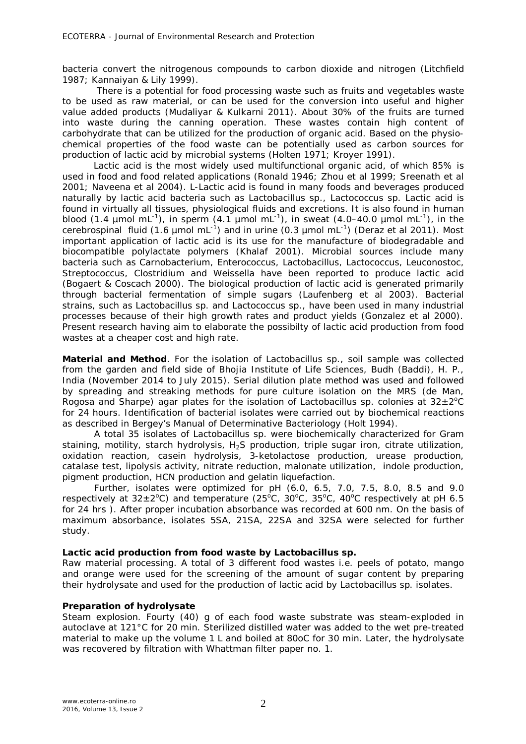bacteria convert the nitrogenous compounds to carbon dioxide and nitrogen (Litchfield 1987; Kannaiyan & Lily 1999).

There is a potential for food processing waste such as fruits and vegetables waste to be used as raw material, or can be used for the conversion into useful and higher value added products (Mudaliyar & Kulkarni 2011). About 30% of the fruits are turned into waste during the canning operation. These wastes contain high content of carbohydrate that can be utilized for the production of organic acid. Based on the physio-chemical properties of the food waste can be potentially used as carbon sources for production of lactic acid by microbial systems (Holten 1971; Kroyer 1991).

Lactic acid is the most widely used multifunctional organic acid, of which 85% is used in food and food related applications (Ronald 1946; Zhou et al 1999; Sreenath et al 2001; Naveena et al 2004). L-Lactic acid is found in many foods and beverages produced naturally by lactic acid bacteria such as *Lactobacillus* sp., *Lactococcus* sp. Lactic acid is found in virtually all tissues, physiological fluids and excretions. It is also found in human blood (1.4 µmol $mL^{-1}$), in sperm (4.1 µmol $mL^{-1}$), in sweat (4.0–40.0 µmol $mL^{-1}$), in the cerebrospinal fluid (1.6 µmol $mL^{-1}$) and in urine (0.3 µmol $mL^{-1}$) (Deraz et al 2011). Most important application of lactic acid is its use for the manufacture of biodegradable and biocompatible polylactate polymers (Khalaf 2001). Microbial sources include many bacteria such as *Carnobacterium*, *Enterococcus*, *Lactobacillus*, *Lactococcus*, *Leuconostoc*, *Streptococcus*, *Clostridium* and *Weissella* have been reported to produce lactic acid (Bogaert & Coscach 2000). The biological production of lactic acid is generated primarily through bacterial fermentation of simple sugars (Laufenberg et al 2003). Bacterial strains, such as *Lactobacillus* sp. and *Lactococcus* sp., have been used in many industrial processes because of their high growth rates and product yields (Gonzalez et al 2000). Present research having aim to elaborate the possibilty of lactic acid production from food wastes at a cheaper cost and high rate.

**Material and Method**. For the isolation of *Lactobacillus* sp., soil sample was collected from the garden and field side of Bhojia Institute of Life Sciences, Budh (Baddi), H. P., India (November 2014 to July 2015). Serial dilution plate method was used and followed by spreading and streaking methods for pure culture isolation on the MRS (de Man, Rogosa and Sharpe) agar plates for the isolation of *Lactobacillus* sp. colonies at 32±2°C for 24 hours. Identification of bacterial isolates were carried out by biochemical reactions as described in Bergey's Manual of Determinative Bacteriology (Holt 1994).

A total 35 isolates of *Lactobacillus* sp. were biochemically characterized for Gram staining, motility, starch hydrolysis, $H_2S$ production, triple sugar iron, citrate utilization, oxidation reaction, casein hydrolysis, 3-ketolactose production, urease production, catalase test, lipolysis activity, nitrate reduction, malonate utilization, indole production, pigment production, HCN production and gelatin liquefaction.

Further, isolates were optimized for pH (6.0, 6.5, 7.0, 7.5, 8.0, 8.5 and 9.0 respectively at 32±2°C) and temperature (25°C, 30°C, 35°C, 40°C respectively at pH 6.5 for 24 hrs ). After proper incubation absorbance was recorded at 600 nm. On the basis of maximum absorbance, isolates 5SA, 21SA, 22SA and 32SA were selected for further study.

**Lactic acid production from food waste by *Lactobacillus* sp.**

Raw material processing. A total of 3 different food wastes i.e. peels of potato, mango and orange were used for the screening of the amount of sugar content by preparing their hydrolysate and used for the production of lactic acid by *Lactobacillus* sp. isolates.

**Preparation of hydrolysate**

Steam explosion. Fourty (40) g of each food waste substrate was steam-exploded in autoclave at 121°C for 20 min. Sterilized distilled water was added to the wet pre-treated material to make up the volume 1 L and boiled at 80oC for 30 min. Later, the hydrolysate was recovered by filtration with Whattman filter paper no. 1.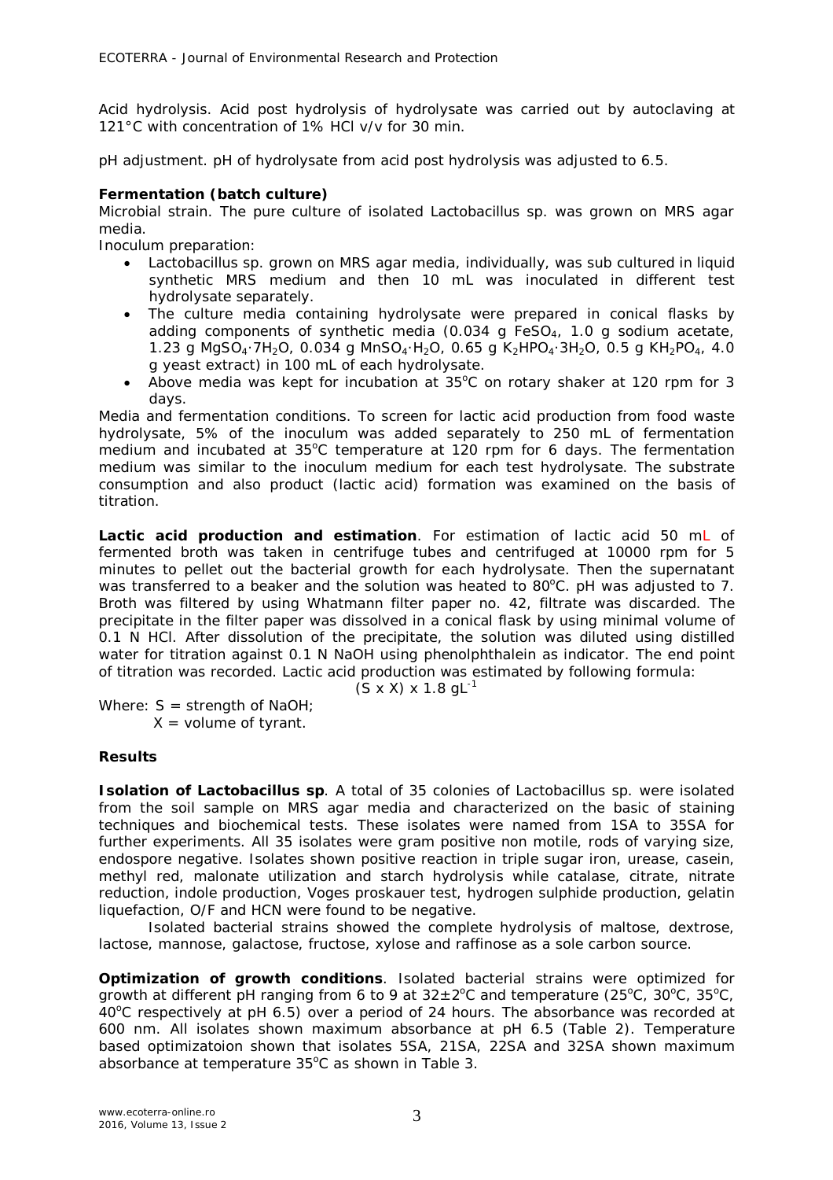Acid hydrolysis. Acid post hydrolysis of hydrolysate was carried out by autoclaving at 121°C with concentration of 1% HCl v/v for 30 min.

pH adjustment. pH of hydrolysate from acid post hydrolysis was adjusted to 6.5.

**Fermentation (batch culture)**

Microbial strain. The pure culture of isolated Lactobacillus sp. was grown on MRS agar media.

Inoculum preparation:

- Lactobacillus sp. grown on MRS agar media, individually, was sub cultured in liquid synthetic MRS medium and then 10 mL was inoculated in different test hydrolysate separately.
- The culture media containing hydrolysate were prepared in conical flasks by adding components of synthetic media (0.034 g $FeSO_4$, 1.0 g sodium acetate, 1.23 g $MgSO_4·7H_2O$, 0.034 g $MnSO_4·H_2O$, 0.65 g $K_2HPO_4·3H_2O$, 0.5 g $KH_2PO_4$, 4.0 g yeast extract) in 100 mL of each hydrolysate.
- Above media was kept for incubation at 35°C on rotary shaker at 120 rpm for 3 days.

Media and fermentation conditions. To screen for lactic acid production from food waste hydrolysate, 5% of the inoculum was added separately to 250 mL of fermentation medium and incubated at 35°C temperature at 120 rpm for 6 days. The fermentation medium was similar to the inoculum medium for each test hydrolysate. The substrate consumption and also product (lactic acid) formation was examined on the basis of titration.

**Lactic acid production and estimation**. For estimation of lactic acid 50 mL of fermented broth was taken in centrifuge tubes and centrifuged at 10000 rpm for 5 minutes to pellet out the bacterial growth for each hydrolysate. Then the supernatant was transferred to a beaker and the solution was heated to 80°C. pH was adjusted to 7. Broth was filtered by using Whatmann filter paper no. 42, filtrate was discarded. The precipitate in the filter paper was dissolved in a conical flask by using minimal volume of 0.1 N HCl. After dissolution of the precipitate, the solution was diluted using distilled water for titration against 0.1 N NaOH using phenolphthalein as indicator. The end point of titration was recorded. Lactic acid production was estimated by following formula:

$$(S \times X) \times 1.8 \text{ gL}^{-1}$$

Where: S = strength of NaOH;
X = volume of tyrant.

**Results**

**Isolation of Lactobacillus sp**. A total of 35 colonies of Lactobacillus sp. were isolated from the soil sample on MRS agar media and characterized on the basic of staining techniques and biochemical tests. These isolates were named from 1SA to 35SA for further experiments. All 35 isolates were gram positive non motile, rods of varying size, endospore negative. Isolates shown positive reaction in triple sugar iron, urease, casein, methyl red, malonate utilization and starch hydrolysis while catalase, citrate, nitrate reduction, indole production, Voges proskauer test, hydrogen sulphide production, gelatin liquefaction, O/F and HCN were found to be negative.

Isolated bacterial strains showed the complete hydrolysis of maltose, dextrose, lactose, mannose, galactose, fructose, xylose and raffinose as a sole carbon source.

**Optimization of growth conditions**. Isolated bacterial strains were optimized for growth at different pH ranging from 6 to 9 at 32±2°C and temperature (25°C, 30°C, 35°C, 40°C respectively at pH 6.5) over a period of 24 hours. The absorbance was recorded at 600 nm. All isolates shown maximum absorbance at pH 6.5 (Table 2). Temperature based optimizatoion shown that isolates 5SA, 21SA, 22SA and 32SA shown maximum absorbance at temperature 35°C as shown in Table 3.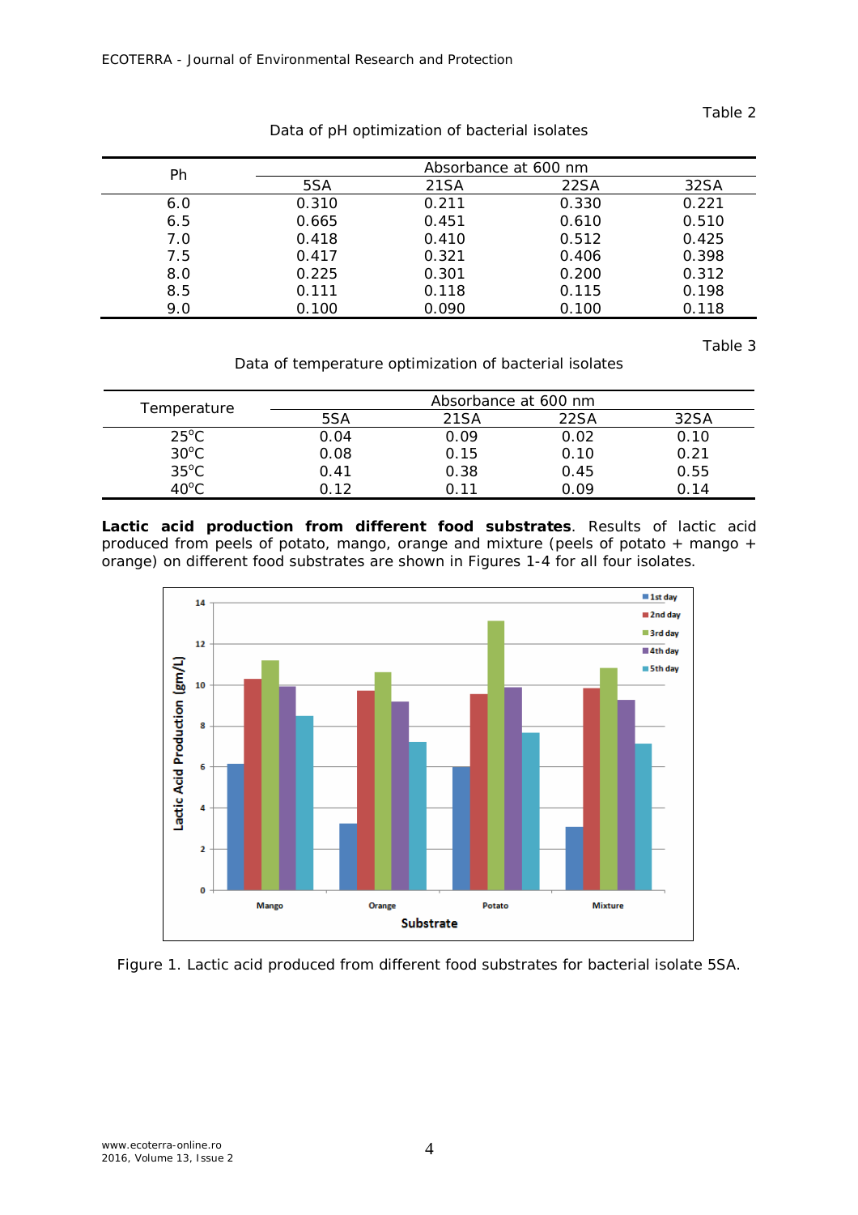Table 2

Data of pH optimization of bacterial isolates

| Ph | Absorbance at 600 nm | | | |
|---|---|---|---|---|
| | 5SA | 21SA | 22SA | 32SA |
| 6.0 | 0.310 | 0.211 | 0.330 | 0.221 |
| 6.5 | 0.665 | 0.451 | 0.610 | 0.510 |
| 7.0 | 0.418 | 0.410 | 0.512 | 0.425 |
| 7.5 | 0.417 | 0.321 | 0.406 | 0.398 |
| 8.0 | 0.225 | 0.301 | 0.200 | 0.312 |
| 8.5 | 0.111 | 0.118 | 0.115 | 0.198 |
| 9.0 | 0.100 | 0.090 | 0.100 | 0.118 |

Table 3

Data of temperature optimization of bacterial isolates

| Temperature | Absorbance at 600 nm | | | |
|---|---|---|---|---|
| | 5SA | 21SA | 22SA | 32SA |
| 25°C | 0.04 | 0.09 | 0.02 | 0.10 |
| 30°C | 0.08 | 0.15 | 0.10 | 0.21 |
| 35°C | 0.41 | 0.38 | 0.45 | 0.55 |
| 40°C | 0.12 | 0.11 | 0.09 | 0.14 |

**Lactic acid production from different food substrates**. Results of lactic acid produced from peels of potato, mango, orange and mixture (peels of potato + mango + orange) on different food substrates are shown in Figures 1-4 for all four isolates.

Figure 1. Lactic acid produced from different food substrates for bacterial isolate 5SA.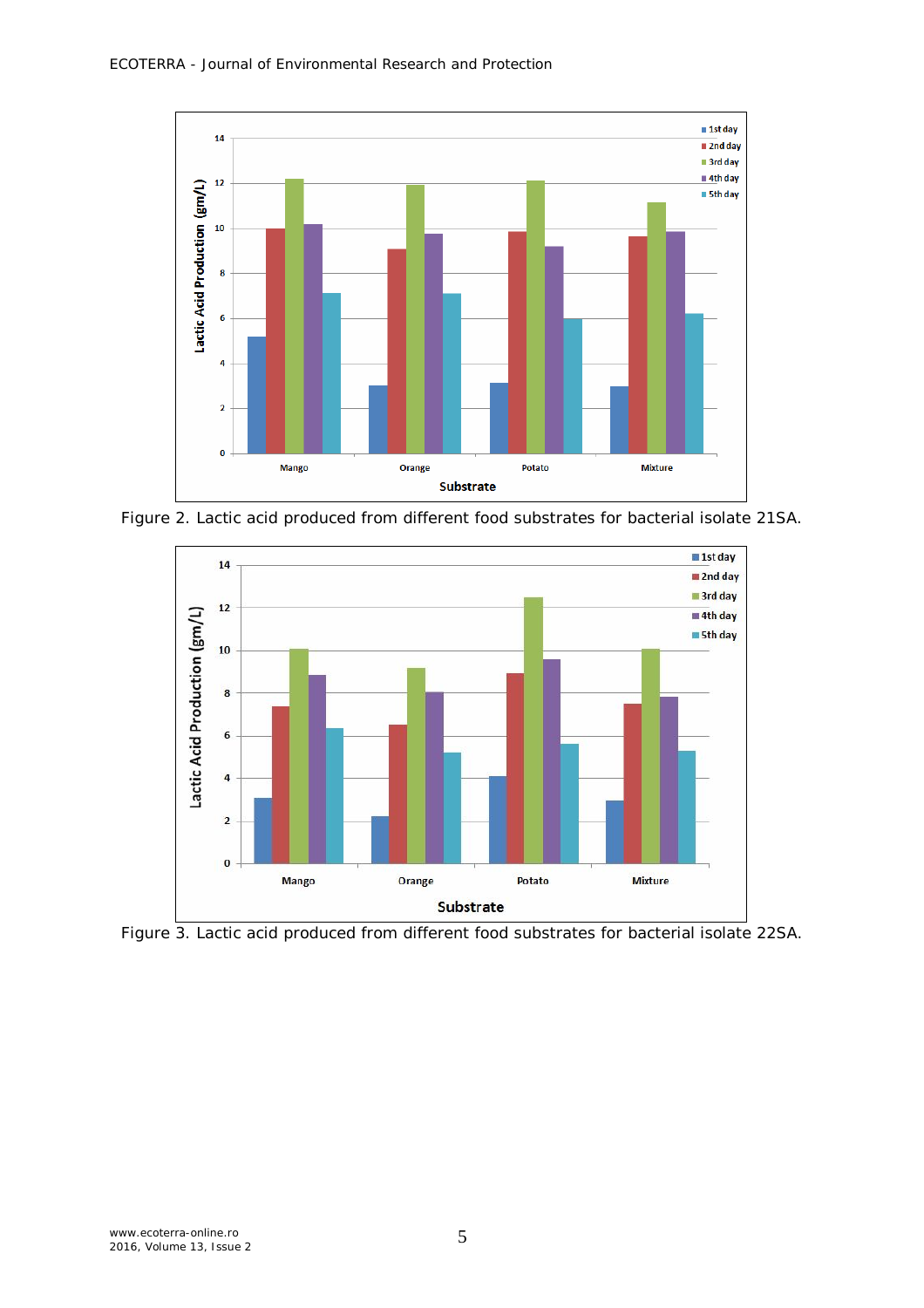Figure 2. Lactic acid produced from different food substrates for bacterial isolate 21SA.

Figure 3. Lactic acid produced from different food substrates for bacterial isolate 22SA.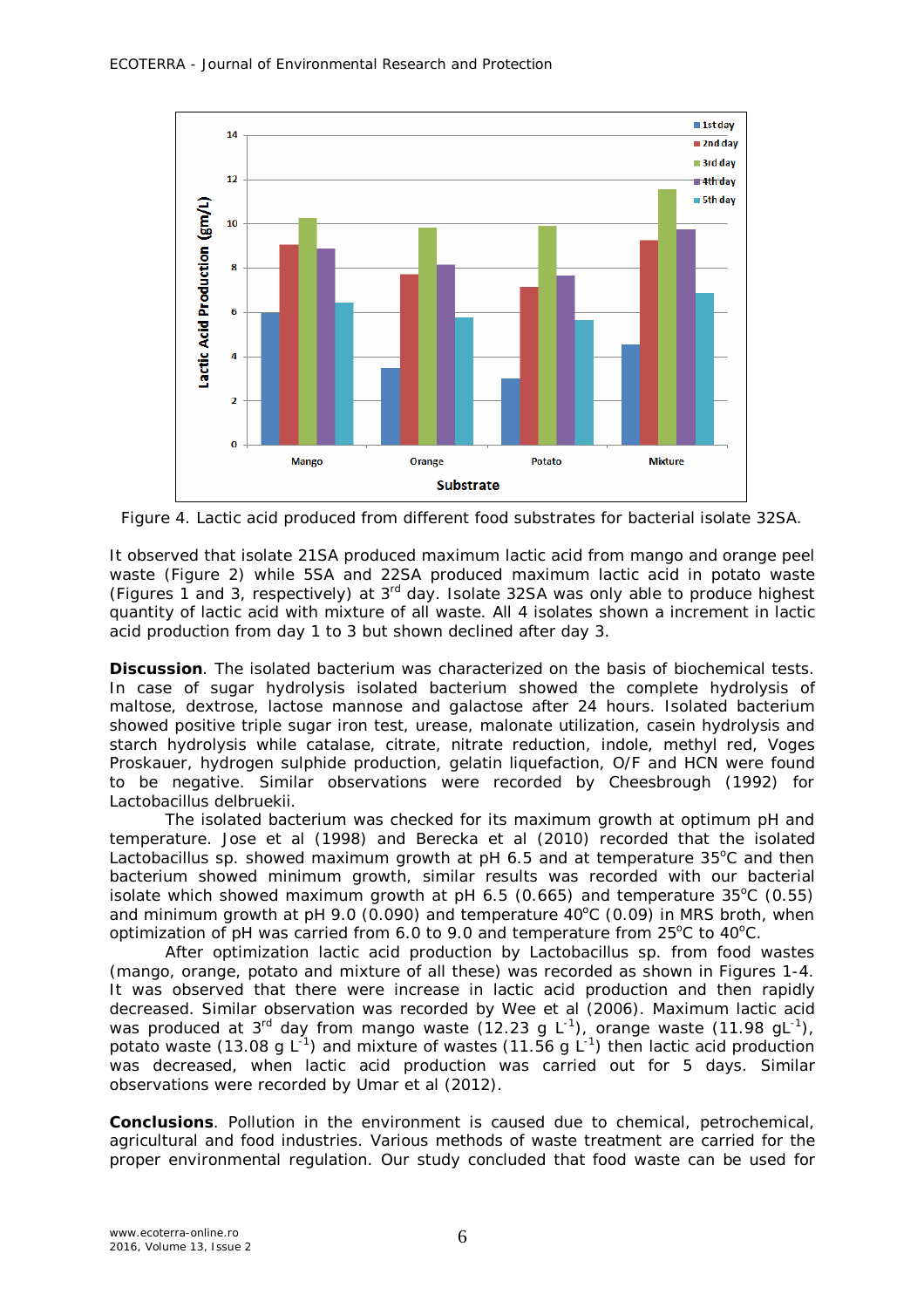Figure 4. Lactic acid produced from different food substrates for bacterial isolate 32SA.

It observed that isolate 21SA produced maximum lactic acid from mango and orange peel waste (Figure 2) while 5SA and 22SA produced maximum lactic acid in potato waste (Figures 1 and 3, respectively) at 3rd day. Isolate 32SA was only able to produce highest quantity of lactic acid with mixture of all waste. All 4 isolates shown a increment in lactic acid production from day 1 to 3 but shown declined after day 3.

**Discussion**. The isolated bacterium was characterized on the basis of biochemical tests. In case of sugar hydrolysis isolated bacterium showed the complete hydrolysis of maltose, dextrose, lactose mannose and galactose after 24 hours. Isolated bacterium showed positive triple sugar iron test, urease, malonate utilization, casein hydrolysis and starch hydrolysis while catalase, citrate, nitrate reduction, indole, methyl red, Voges Proskauer, hydrogen sulphide production, gelatin liquefaction, O/F and HCN were found to be negative. Similar observations were recorded by Cheesbrough (1992) for Lactobacillus delbruekii.

The isolated bacterium was checked for its maximum growth at optimum pH and temperature. Jose et al (1998) and Berecka et al (2010) recorded that the isolated Lactobacillus sp. showed maximum growth at pH 6.5 and at temperature 35°C and then bacterium showed minimum growth, similar results was recorded with our bacterial isolate which showed maximum growth at pH 6.5 (0.665) and temperature 35°C (0.55) and minimum growth at pH 9.0 (0.090) and temperature 40°C (0.09) in MRS broth, when optimization of pH was carried from 6.0 to 9.0 and temperature from 25°C to 40°C.

After optimization lactic acid production by Lactobacillus sp. from food wastes (mango, orange, potato and mixture of all these) was recorded as shown in Figures 1-4. It was observed that there were increase in lactic acid production and then rapidly decreased. Similar observation was recorded by Wee et al (2006). Maximum lactic acid was produced at 3rd day from mango waste (12.23 g $L^{-1}$), orange waste (11.98 $gL^{-1}$), potato waste (13.08 g $L^{-1}$) and mixture of wastes (11.56 g $L^{-1}$) then lactic acid production was decreased, when lactic acid production was carried out for 5 days. Similar observations were recorded by Umar et al (2012).

**Conclusions**. Pollution in the environment is caused due to chemical, petrochemical, agricultural and food industries. Various methods of waste treatment are carried for the proper environmental regulation. Our study concluded that food waste can be used for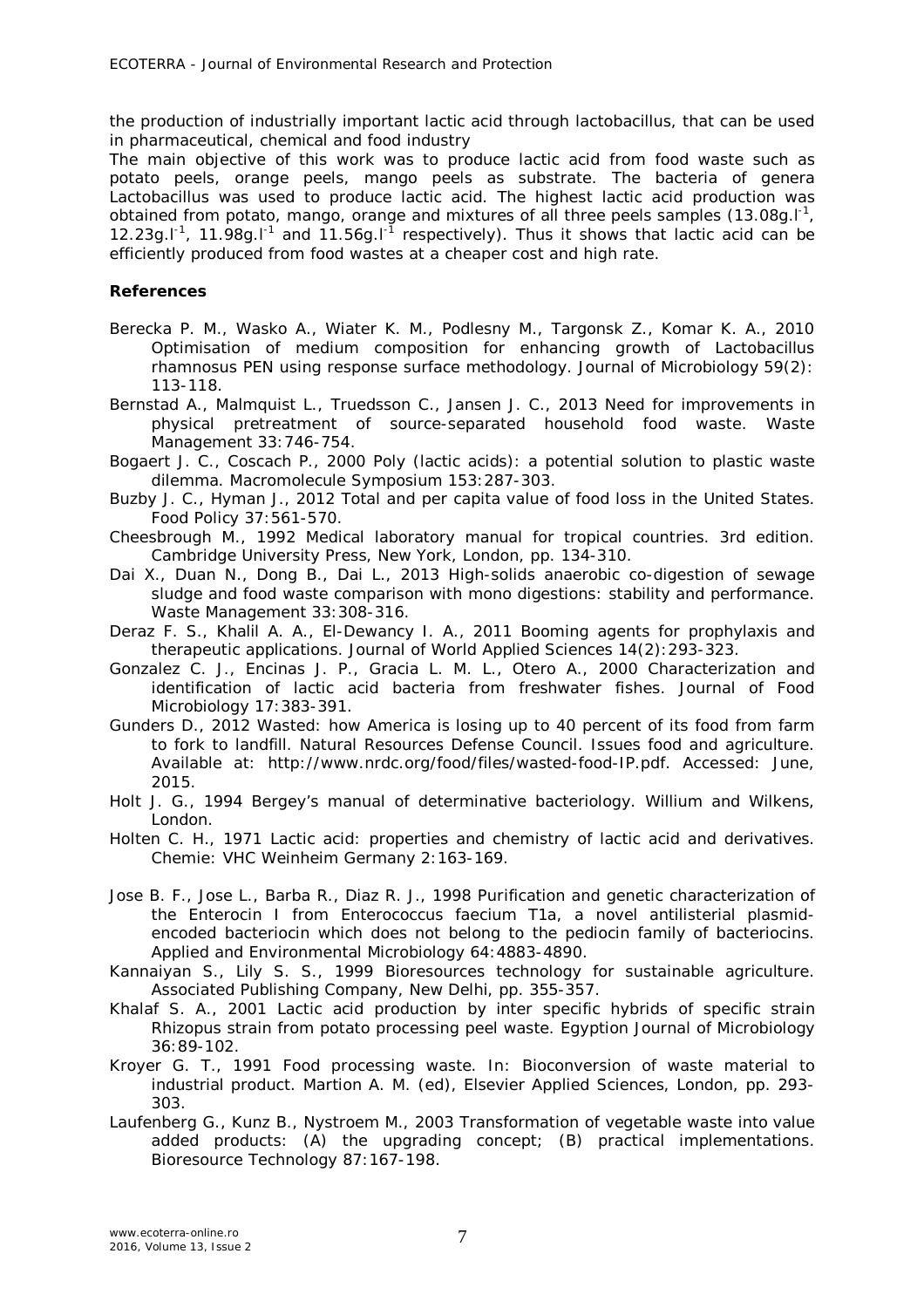the production of industrially important lactic acid through lactobacillus, that can be used in pharmaceutical, chemical and food industry

The main objective of this work was to produce lactic acid from food waste such as potato peels, orange peels, mango peels as substrate. The bacteria of genera Lactobacillus was used to produce lactic acid. The highest lactic acid production was obtained from potato, mango, orange and mixtures of all three peels samples ($13.08 g.l^{-1}$, $12.23 g.l^{-1}$, $11.98 g.l^{-1}$ and $11.56 g.l^{-1}$ respectively). Thus it shows that lactic acid can be efficiently produced from food wastes at a cheaper cost and high rate.

**References**

Berecka P. M., Wasko A., Wiater K. M., Podlesny M., Targonsk Z., Komar K. A., 2010 Optimisation of medium composition for enhancing growth of *Lactobacillus rhamnosus* PEN using response surface methodology. Journal of Microbiology 59(2): 113-118.

Bernstad A., Malmquist L., Truedsson C., Jansen J. C., 2013 Need for improvements in physical pretreatment of source-separated household food waste. Waste Management 33:746-754.

Bogaert J. C., Coscach P., 2000 Poly (lactic acids): a potential solution to plastic waste dilemma. Macromolecule Symposium 153:287-303.

Buzby J. C., Hyman J., 2012 Total and per capita value of food loss in the United States. Food Policy 37:561-570.

Cheesbrough M., 1992 Medical laboratory manual for tropical countries. 3rd edition. Cambridge University Press, New York, London, pp. 134-310.

Dai X., Duan N., Dong B., Dai L., 2013 High-solids anaerobic co-digestion of sewage sludge and food waste comparison with mono digestions: stability and performance. Waste Management 33:308-316.

Deraz F. S., Khalil A. A., El-Dewancy I. A., 2011 Booming agents for prophylaxis and therapeutic applications. Journal of World Applied Sciences 14(2):293-323.

Gonzalez C. J., Encinas J. P., Gracia L. M. L., Otero A., 2000 Characterization and identification of lactic acid bacteria from freshwater fishes. Journal of Food Microbiology 17:383-391.

Gunders D., 2012 Wasted: how America is losing up to 40 percent of its food from farm to fork to landfill. Natural Resources Defense Council. Issues food and agriculture. Available at: http://www.nrdc.org/food/files/wasted-food-IP.pdf. Accessed: June, 2015.

Holt J. G., 1994 Bergey's manual of determinative bacteriology. Willium and Wilkens, London.

Holten C. H., 1971 Lactic acid: properties and chemistry of lactic acid and derivatives. Chemie: VHC Weinheim Germany 2:163-169.

Jose B. F., Jose L., Barba R., Diaz R. J., 1998 Purification and genetic characterization of the Enterocin I from *Enterococcus faecium* T1a, a novel antilisterial plasmid-encoded bacteriocin which does not belong to the pediocin family of bacteriocins. Applied and Environmental Microbiology 64:4883-4890.

Kannaiyan S., Lily S. S., 1999 Bioresources technology for sustainable agriculture. Associated Publishing Company, New Delhi, pp. 355-357.

Khalaf S. A., 2001 Lactic acid production by inter specific hybrids of specific strain Rhizopus strain from potato processing peel waste. Egyption Journal of Microbiology 36:89-102.

Kroyer G. T., 1991 Food processing waste. In: Bioconversion of waste material to industrial product. Martion A. M. (ed), Elsevier Applied Sciences, London, pp. 293-303.

Laufenberg G., Kunz B., Nystroem M., 2003 Transformation of vegetable waste into value added products: (A) the upgrading concept; (B) practical implementations. Bioresource Technology 87:167-198.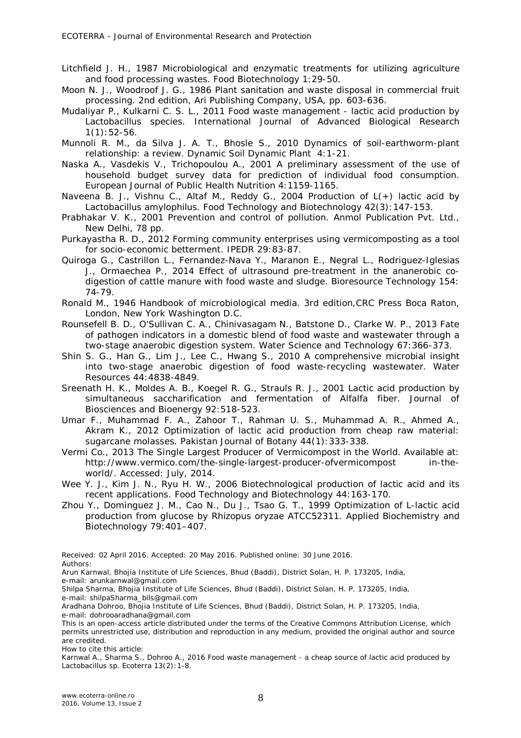Litchfield J. H., 1987 Microbiological and enzymatic treatments for utilizing agriculture and food processing wastes. Food Biotechnology 1:29-50.

Moon N. J., Woodroof J. G., 1986 Plant sanitation and waste disposal in commercial fruit processing. 2nd edition, Ari Publishing Company, USA, pp. 603-636.

Mudaliyar P., Kulkarni C. S. L., 2011 Food waste management - lactic acid production by Lactobacillus species. International Journal of Advanced Biological Research 1(1):52-56.

Munnoli R. M., da Silva J. A. T., Bhosle S., 2010 Dynamics of soil-earthworm-plant relationship: a review. Dynamic Soil Dynamic Plant 4:1-21.

Naska A., Vasdekis V., Trichopoulou A., 2001 A preliminary assessment of the use of household budget survey data for prediction of individual food consumption. European Journal of Public Health Nutrition 4:1159-1165.

Naveena B. J., Vishnu C., Altaf M., Reddy G., 2004 Production of L(+) lactic acid by Lactobacillus amylophilus. Food Technology and Biotechnology 42(3):147-153.

Prabhakar V. K., 2001 Prevention and control of pollution. Anmol Publication Pvt. Ltd., New Delhi, 78 pp.

Purkayastha R. D., 2012 Forming community enterprises using vermicomposting as a tool for socio-economic betterment. IPEDR 29:83-87.

Quiroga G., Castrillon L., Fernandez-Nava Y., Maranon E., Negral L., Rodriguez-Iglesias J., Ormaechea P., 2014 Effect of ultrasound pre-treatment in the ananerobic co-digestion of cattle manure with food waste and sludge. Bioresource Technology 154: 74-79.

Ronald M., 1946 Handbook of microbiological media. 3rd edition,CRC Press Boca Raton, London, New York Washington D.C.

Rounsefell B. D., O'Sullivan C. A., Chinivasagam N., Batstone D., Clarke W. P., 2013 Fate of pathogen indicators in a domestic blend of food waste and wastewater through a two-stage anaerobic digestion system. Water Science and Technology 67:366-373.

Shin S. G., Han G., Lim J., Lee C., Hwang S., 2010 A comprehensive microbial insight into two-stage anaerobic digestion of food waste-recycling wastewater. Water Resources 44:4838-4849.

Sreenath H. K., Moldes A. B., Koegel R. G., Strauls R. J., 2001 Lactic acid production by simultaneous saccharification and fermentation of Alfalfa fiber. Journal of Biosciences and Bioenergy 92:518-523.

Umar F., Muhammad F. A., Zahoor T., Rahman U. S., Muhammad A. R., Ahmed A., Akram K., 2012 Optimization of lactic acid production from cheap raw material: sugarcane molasses. Pakistan Journal of Botany 44(1):333-338.

Vermi Co., 2013 The Single Largest Producer of Vermicompost in the World. Available at: http://www.vermico.com/the-single-largest-producer-ofvermicompost in-the-world/. Accessed: July, 2014.

Wee Y. J., Kim J. N., Ryu H. W., 2006 Biotechnological production of lactic acid and its recent applications. Food Technology and Biotechnology 44:163-170.

Zhou Y., Dominguez J. M., Cao N., Du J., Tsao G. T., 1999 Optimization of L-lactic acid production from glucose by Rhizopus oryzae ATCC52311. Applied Biochemistry and Biotechnology 79:401–407.

Received: 02 April 2016. Accepted: 20 May 2016. Published online: 30 June 2016.

Authors:

Arun Karnwal, Bhojia Institute of Life Sciences, Bhud (Baddi), District Solan, H. P. 173205, India, e-mail: arunkarnwal@gmail.com

Shilpa Sharma, Bhojia Institute of Life Sciences, Bhud (Baddi), District Solan, H. P. 173205, India, e-mail: shilpaSharma_bils@gmail.com

Aradhana Dohroo, Bhojia Institute of Life Sciences, Bhud (Baddi), District Solan, H. P. 173205, India, e-mail: dohrooaradhana@gmail.com

This is an open-access article distributed under the terms of the Creative Commons Attribution License, which permits unrestricted use, distribution and reproduction in any medium, provided the original author and source are credited.

How to cite this article:

Karnwal A., Sharma S., Dohroo A., 2016 Food waste management - a cheap source of lactic acid produced by Lactobacillus sp. Ecoterra 13(2):1-8.